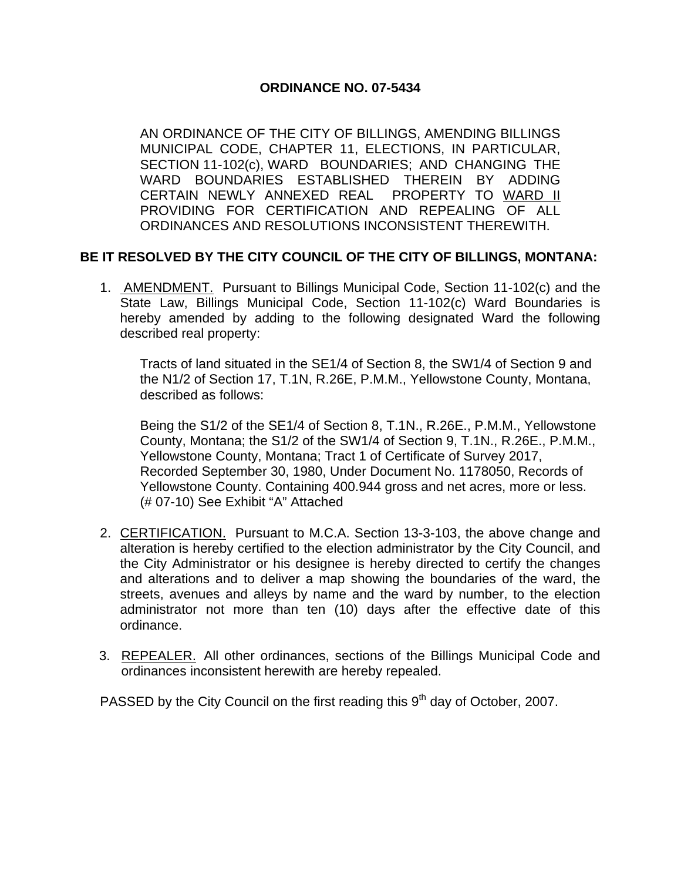# ORDINANCE NO. 07-5434

AN ORDINANCE OF THE CITY OF BILLINGS, AMENDING BILLINGS MUNICIPAL CODE, CHAPTER 11, ELECTIONS, IN PARTICULAR, SECTION 11-102(c), WARD BOUNDARIES; AND CHANGING THE WARD BOUNDARIES ESTABLISHED THEREIN BY ADDING CERTAIN NEWLY ANNEXED REAL PROPERTY TO <u>WARD II</u> PROVIDING FOR CERTIFICATION AND REPEALING OF ALL ORDINANCES AND RESOLUTIONS INCONSISTENT THEREWITH.

**BE IT RESOLVED BY THE CITY COUNCIL OF THE CITY OF BILLINGS, MONTANA:**

1. <u>AMENDMENT.</u> Pursuant to Billings Municipal Code, Section 11-102(c) and the State Law, Billings Municipal Code, Section 11-102(c) Ward Boundaries is hereby amended by adding to the following designated Ward the following described real property:

   Tracts of land situated in the SE1/4 of Section 8, the SW1/4 of Section 9 and the N1/2 of Section 17, T.1N, R.26E, P.M.M., Yellowstone County, Montana, described as follows:

   Being the S1/2 of the SE1/4 of Section 8, T.1N., R.26E., P.M.M., Yellowstone County, Montana; the S1/2 of the SW1/4 of Section 9, T.1N., R.26E., P.M.M., Yellowstone County, Montana; Tract 1 of Certificate of Survey 2017, Recorded September 30, 1980, Under Document No. 1178050, Records of Yellowstone County. Containing 400.944 gross and net acres, more or less. (# 07-10) See Exhibit "A" Attached

2. <u>CERTIFICATION.</u> Pursuant to M.C.A. Section 13-3-103, the above change and alteration is hereby certified to the election administrator by the City Council, and the City Administrator or his designee is hereby directed to certify the changes and alterations and to deliver a map showing the boundaries of the ward, the streets, avenues and alleys by name and the ward by number, to the election administrator not more than ten (10) days after the effective date of this ordinance.

3. <u>REPEALER.</u> All other ordinances, sections of the Billings Municipal Code and ordinances inconsistent herewith are hereby repealed.

PASSED by the City Council on the first reading this 9th day of October, 2007.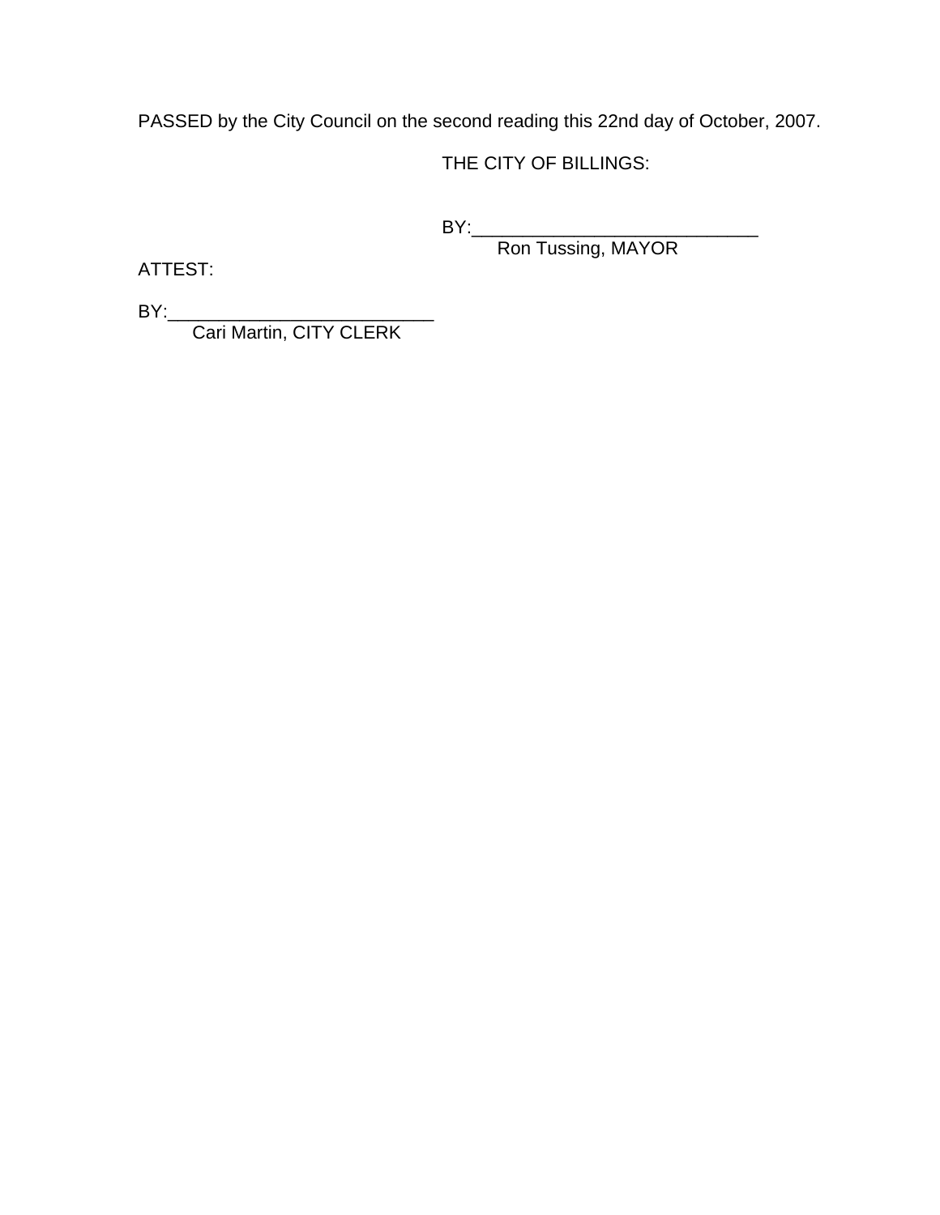PASSED by the City Council on the second reading this 22nd day of October, 2007.

THE CITY OF BILLINGS:

BY:____________________________
Ron Tussing, MAYOR

ATTEST:

BY:__________________________
Cari Martin, CITY CLERK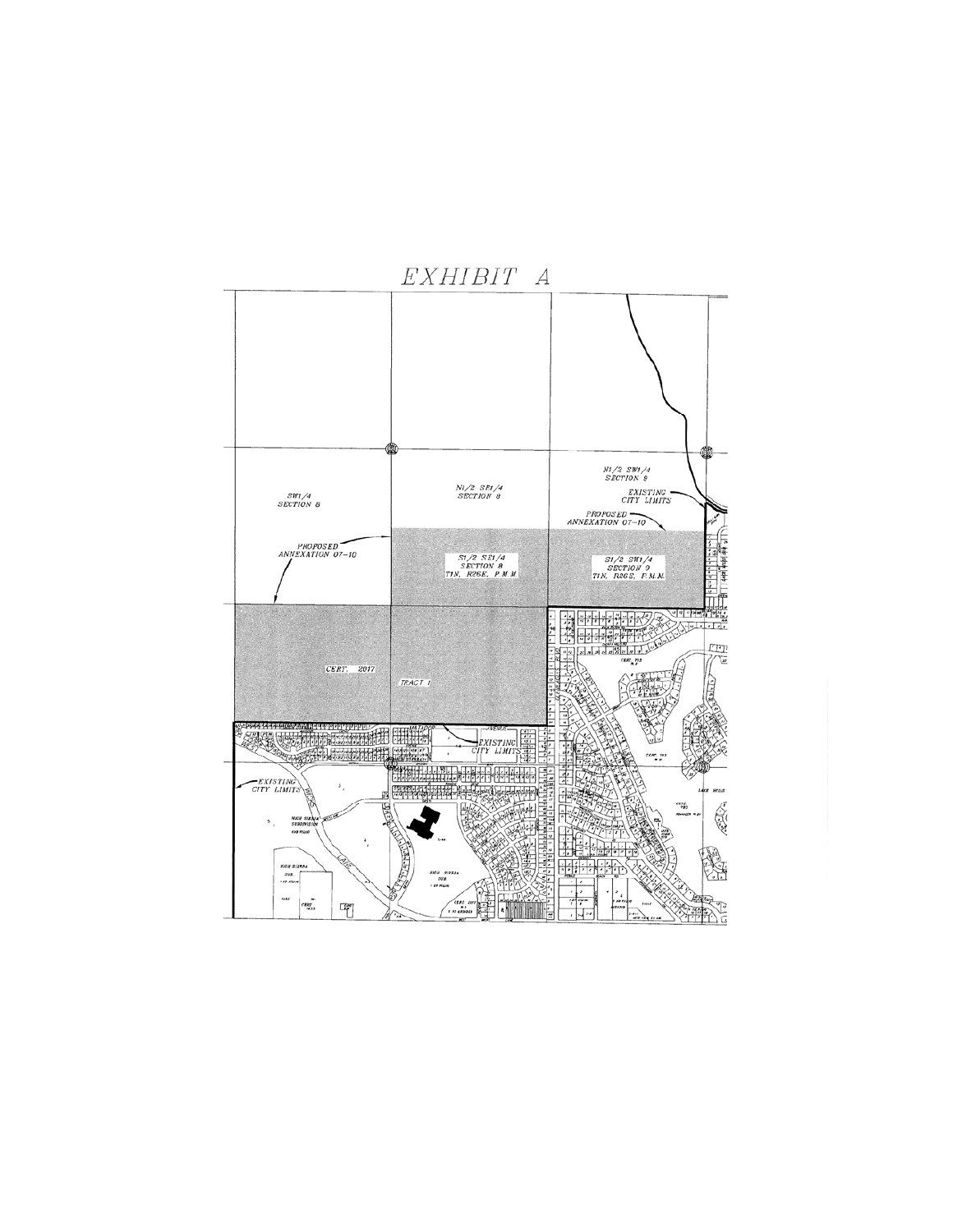# EXHIBIT A

SW1/4
SECTION 8

N1/2 SE1/4
SECTION 8

N1/2 SW1/4
SECTION 9

EXISTING
CITY LIMITS

PROPOSED
ANNEXATION 07-10

PROPOSED
ANNEXATION 07-10

S1/2 SE1/4
SECTION 8
T1N, R26E, P.M.M.

S1/2 SW1/4
SECTION 9
T1N, R26E, P.M.M.

CERT. 2017

TRACT 1

EXISTING
CITY LIMITS

EXISTING
CITY LIMITS

MATADOR AVENUE

HIGH SIERRA
SUBDIVISION

HIGH SIERRA
SUB.

LAKE HILLS